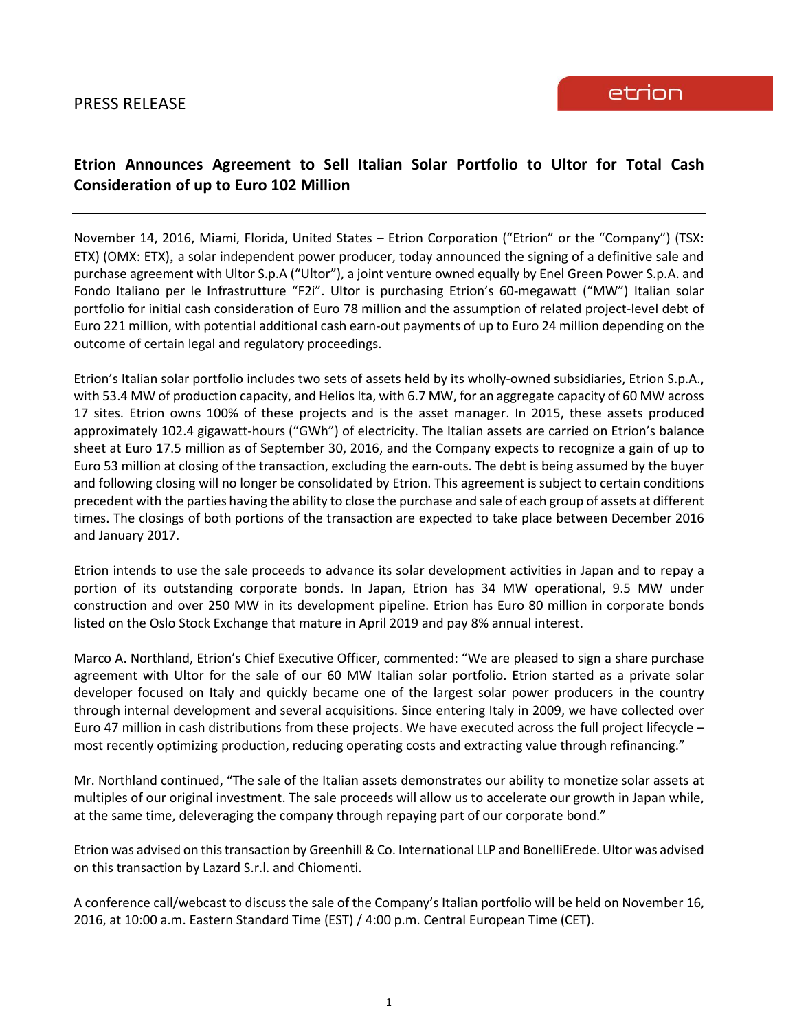PRESS RELEASE

etrion

# Etrion Announces Agreement to Sell Italian Solar Portfolio to Ultor for Total Cash Consideration of up to Euro 102 Million

November 14, 2016, Miami, Florida, United States – Etrion Corporation ("Etrion" or the "Company") (TSX: ETX) (OMX: ETX), a solar independent power producer, today announced the signing of a definitive sale and purchase agreement with Ultor S.p.A ("Ultor"), a joint venture owned equally by Enel Green Power S.p.A. and Fondo Italiano per le Infrastrutture "F2i". Ultor is purchasing Etrion's 60-megawatt ("MW") Italian solar portfolio for initial cash consideration of Euro 78 million and the assumption of related project-level debt of Euro 221 million, with potential additional cash earn-out payments of up to Euro 24 million depending on the outcome of certain legal and regulatory proceedings.

Etrion's Italian solar portfolio includes two sets of assets held by its wholly-owned subsidiaries, Etrion S.p.A., with 53.4 MW of production capacity, and Helios Ita, with 6.7 MW, for an aggregate capacity of 60 MW across 17 sites. Etrion owns 100% of these projects and is the asset manager. In 2015, these assets produced approximately 102.4 gigawatt-hours ("GWh") of electricity. The Italian assets are carried on Etrion's balance sheet at Euro 17.5 million as of September 30, 2016, and the Company expects to recognize a gain of up to Euro 53 million at closing of the transaction, excluding the earn-outs. The debt is being assumed by the buyer and following closing will no longer be consolidated by Etrion. This agreement is subject to certain conditions precedent with the parties having the ability to close the purchase and sale of each group of assets at different times. The closings of both portions of the transaction are expected to take place between December 2016 and January 2017.

Etrion intends to use the sale proceeds to advance its solar development activities in Japan and to repay a portion of its outstanding corporate bonds. In Japan, Etrion has 34 MW operational, 9.5 MW under construction and over 250 MW in its development pipeline. Etrion has Euro 80 million in corporate bonds listed on the Oslo Stock Exchange that mature in April 2019 and pay 8% annual interest.

Marco A. Northland, Etrion's Chief Executive Officer, commented: "We are pleased to sign a share purchase agreement with Ultor for the sale of our 60 MW Italian solar portfolio. Etrion started as a private solar developer focused on Italy and quickly became one of the largest solar power producers in the country through internal development and several acquisitions. Since entering Italy in 2009, we have collected over Euro 47 million in cash distributions from these projects. We have executed across the full project lifecycle – most recently optimizing production, reducing operating costs and extracting value through refinancing."

Mr. Northland continued, "The sale of the Italian assets demonstrates our ability to monetize solar assets at multiples of our original investment. The sale proceeds will allow us to accelerate our growth in Japan while, at the same time, deleveraging the company through repaying part of our corporate bond."

Etrion was advised on this transaction by Greenhill & Co. International LLP and BonelliErede. Ultor was advised on this transaction by Lazard S.r.l. and Chiomenti.

A conference call/webcast to discuss the sale of the Company's Italian portfolio will be held on November 16, 2016, at 10:00 a.m. Eastern Standard Time (EST) / 4:00 p.m. Central European Time (CET).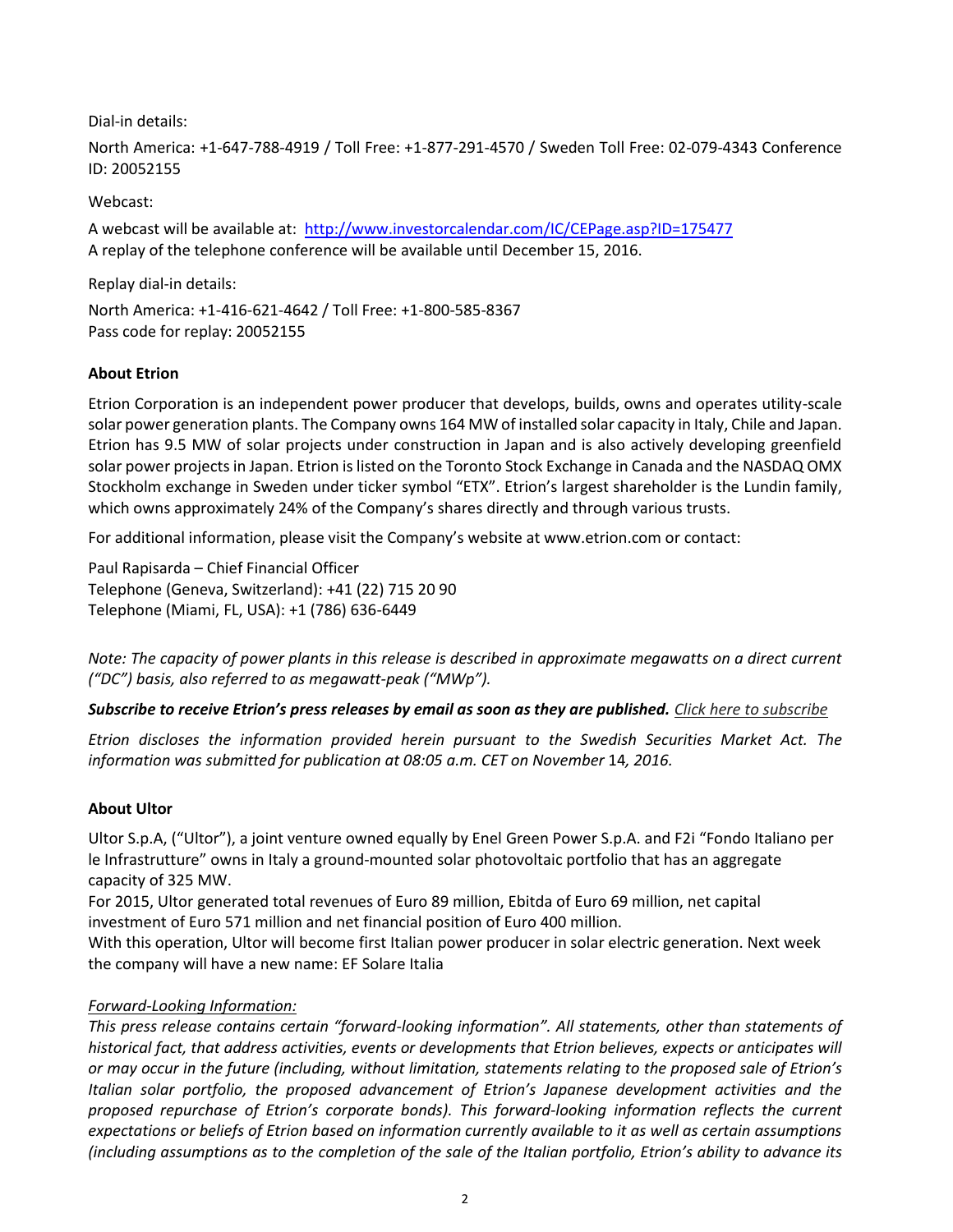Dial-in details:

North America: +1-647-788-4919 / Toll Free: +1-877-291-4570 / Sweden Toll Free: 02-079-4343 Conference ID: 20052155

Webcast:

A webcast will be available at: [http://www.investorcalendar.com/IC/CEPage.asp?ID=175477](http://www.investorcalendar.com/IC/CEPage.asp?ID=175477)
A replay of the telephone conference will be available until December 15, 2016.

Replay dial-in details:

North America: +1-416-621-4642 / Toll Free: +1-800-585-8367
Pass code for replay: 20052155

**About Etrion**

Etrion Corporation is an independent power producer that develops, builds, owns and operates utility-scale solar power generation plants. The Company owns 164 MW of installed solar capacity in Italy, Chile and Japan. Etrion has 9.5 MW of solar projects under construction in Japan and is also actively developing greenfield solar power projects in Japan. Etrion is listed on the Toronto Stock Exchange in Canada and the NASDAQ OMX Stockholm exchange in Sweden under ticker symbol "ETX". Etrion's largest shareholder is the Lundin family, which owns approximately 24% of the Company's shares directly and through various trusts.

For additional information, please visit the Company's website at www.etrion.com or contact:

Paul Rapisarda – Chief Financial Officer
Telephone (Geneva, Switzerland): +41 (22) 715 20 90
Telephone (Miami, FL, USA): +1 (786) 636-6449

*Note: The capacity of power plants in this release is described in approximate megawatts on a direct current ("DC") basis, also referred to as megawatt-peak ("MWp").*

***Subscribe to receive Etrion's press releases by email as soon as they are published.*** *Click here to subscribe*

*Etrion discloses the information provided herein pursuant to the Swedish Securities Market Act. The information was submitted for publication at 08:05 a.m. CET on November 14, 2016.*

**About Ultor**

Ultor S.p.A, ("Ultor"), a joint venture owned equally by Enel Green Power S.p.A. and F2i "Fondo Italiano per le Infrastrutture" owns in Italy a ground-mounted solar photovoltaic portfolio that has an aggregate capacity of 325 MW.
For 2015, Ultor generated total revenues of Euro 89 million, Ebitda of Euro 69 million, net capital investment of Euro 571 million and net financial position of Euro 400 million.
With this operation, Ultor will become first Italian power producer in solar electric generation. Next week the company will have a new name: EF Solare Italia

*Forward-Looking Information:*
*This press release contains certain "forward-looking information". All statements, other than statements of historical fact, that address activities, events or developments that Etrion believes, expects or anticipates will or may occur in the future (including, without limitation, statements relating to the proposed sale of Etrion's Italian solar portfolio, the proposed advancement of Etrion's Japanese development activities and the proposed repurchase of Etrion's corporate bonds). This forward-looking information reflects the current expectations or beliefs of Etrion based on information currently available to it as well as certain assumptions (including assumptions as to the completion of the sale of the Italian portfolio, Etrion's ability to advance its*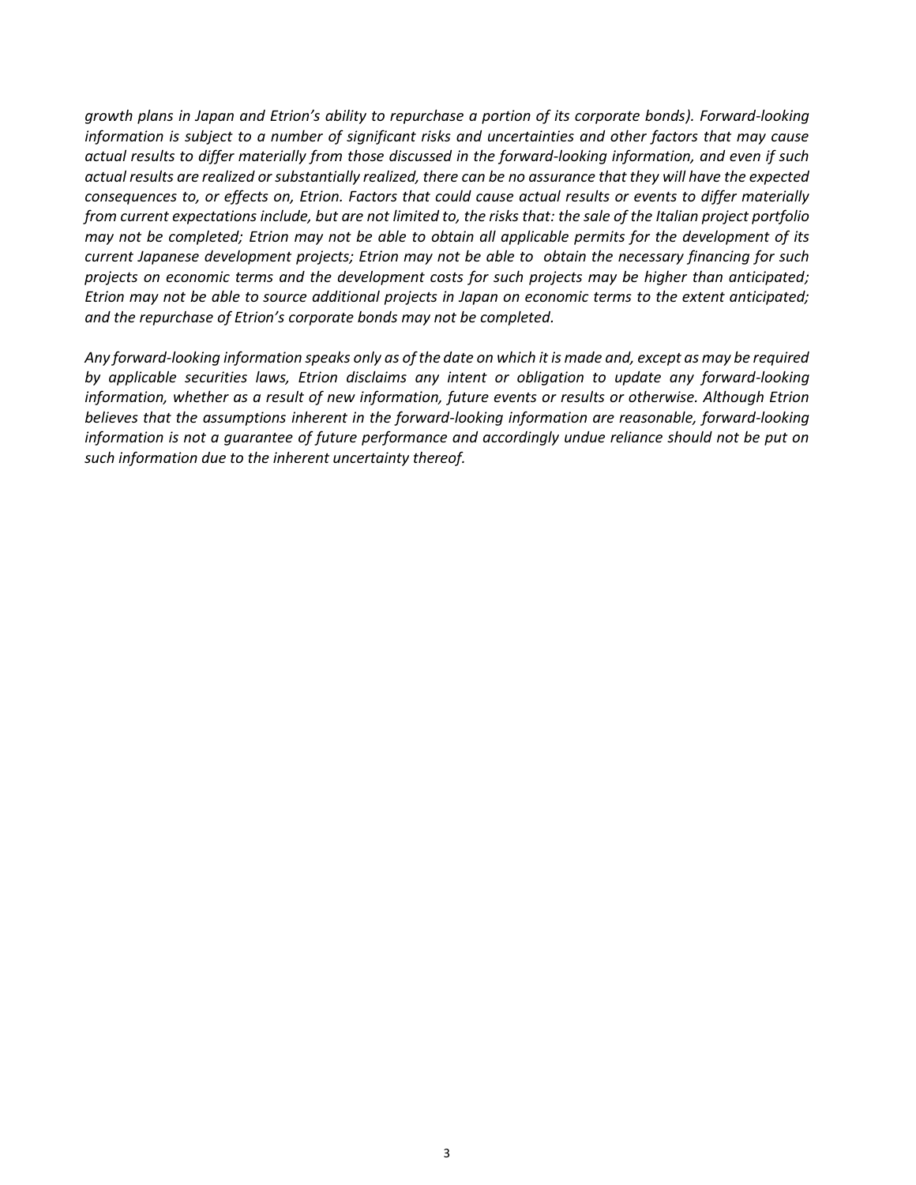*growth plans in Japan and Etrion's ability to repurchase a portion of its corporate bonds). Forward-looking information is subject to a number of significant risks and uncertainties and other factors that may cause actual results to differ materially from those discussed in the forward-looking information, and even if such actual results are realized or substantially realized, there can be no assurance that they will have the expected consequences to, or effects on, Etrion. Factors that could cause actual results or events to differ materially from current expectations include, but are not limited to, the risks that: the sale of the Italian project portfolio may not be completed; Etrion may not be able to obtain all applicable permits for the development of its current Japanese development projects; Etrion may not be able to obtain the necessary financing for such projects on economic terms and the development costs for such projects may be higher than anticipated; Etrion may not be able to source additional projects in Japan on economic terms to the extent anticipated; and the repurchase of Etrion's corporate bonds may not be completed.*

*Any forward-looking information speaks only as of the date on which it is made and, except as may be required by applicable securities laws, Etrion disclaims any intent or obligation to update any forward-looking information, whether as a result of new information, future events or results or otherwise. Although Etrion believes that the assumptions inherent in the forward-looking information are reasonable, forward-looking information is not a guarantee of future performance and accordingly undue reliance should not be put on such information due to the inherent uncertainty thereof.*